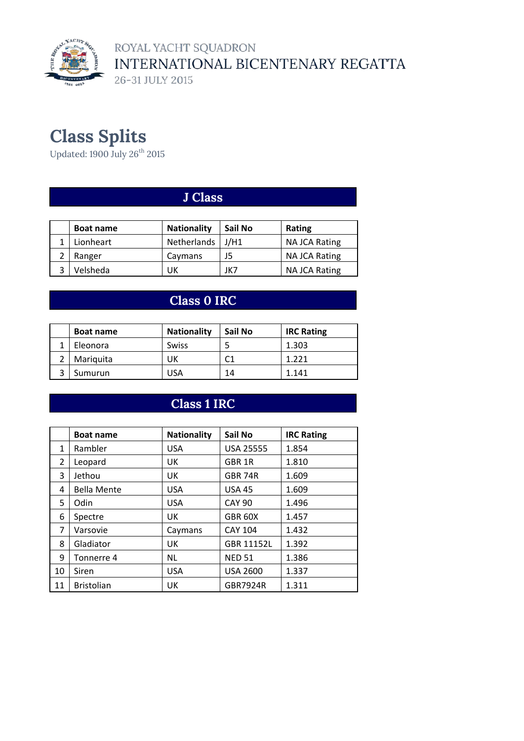ROYAL YACHT SQUADRON

INTERNATIONAL BICENTENARY REGATTA

26-31 JULY 2015

# Class Splits

Updated: 1900 July 26th 2015

## J Class

| | Boat name | Nationality | Sail No | Rating |
|---|---|---|---|---|
| 1 | Lionheart | Netherlands | J/H1 | NA JCA Rating |
| 2 | Ranger | Caymans | J5 | NA JCA Rating |
| 3 | Velsheda | UK | JK7 | NA JCA Rating |

## Class 0 IRC

| | Boat name | Nationality | Sail No | IRC Rating |
|---|---|---|---|---|
| 1 | Eleonora | Swiss | 5 | 1.303 |
| 2 | Mariquita | UK | C1 | 1.221 |
| 3 | Sumurun | USA | 14 | 1.141 |

## Class 1 IRC

| | Boat name | Nationality | Sail No | IRC Rating |
|---|---|---|---|---|
| 1 | Rambler | USA | USA 25555 | 1.854 |
| 2 | Leopard | UK | GBR 1R | 1.810 |
| 3 | Jethou | UK | GBR 74R | 1.609 |
| 4 | Bella Mente | USA | USA 45 | 1.609 |
| 5 | Odin | USA | CAY 90 | 1.496 |
| 6 | Spectre | UK | GBR 60X | 1.457 |
| 7 | Varsovie | Caymans | CAY 104 | 1.432 |
| 8 | Gladiator | UK | GBR 11152L | 1.392 |
| 9 | Tonnerre 4 | NL | NED 51 | 1.386 |
| 10 | Siren | USA | USA 2600 | 1.337 |
| 11 | Bristolian | UK | GBR7924R | 1.311 |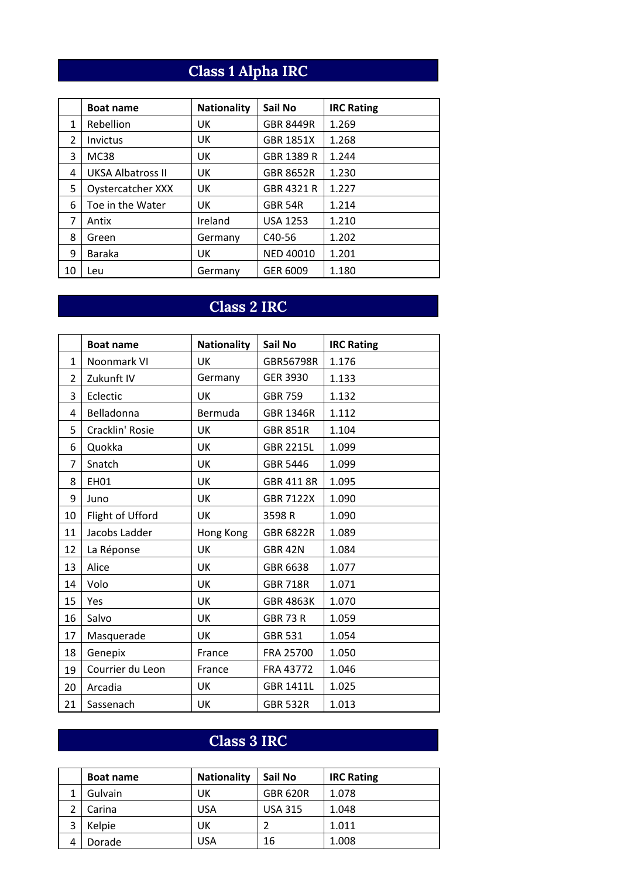## Class 1 Alpha IRC

| | Boat name | Nationality | Sail No | IRC Rating |
|---|---|---|---|---|
| 1 | Rebellion | UK | GBR 8449R | 1.269 |
| 2 | Invictus | UK | GBR 1851X | 1.268 |
| 3 | MC38 | UK | GBR 1389 R | 1.244 |
| 4 | UKSA Albatross II | UK | GBR 8652R | 1.230 |
| 5 | Oystercatcher XXX | UK | GBR 4321 R | 1.227 |
| 6 | Toe in the Water | UK | GBR 54R | 1.214 |
| 7 | Antix | Ireland | USA 1253 | 1.210 |
| 8 | Green | Germany | C40-56 | 1.202 |
| 9 | Baraka | UK | NED 40010 | 1.201 |
| 10 | Leu | Germany | GER 6009 | 1.180 |

## Class 2 IRC

| | Boat name | Nationality | Sail No | IRC Rating |
|---|---|---|---|---|
| 1 | Noonmark VI | UK | GBR56798R | 1.176 |
| 2 | Zukunft IV | Germany | GER 3930 | 1.133 |
| 3 | Eclectic | UK | GBR 759 | 1.132 |
| 4 | Belladonna | Bermuda | GBR 1346R | 1.112 |
| 5 | Cracklin' Rosie | UK | GBR 851R | 1.104 |
| 6 | Quokka | UK | GBR 2215L | 1.099 |
| 7 | Snatch | UK | GBR 5446 | 1.099 |
| 8 | EH01 | UK | GBR 411 8R | 1.095 |
| 9 | Juno | UK | GBR 7122X | 1.090 |
| 10 | Flight of Ufford | UK | 3598 R | 1.090 |
| 11 | Jacobs Ladder | Hong Kong | GBR 6822R | 1.089 |
| 12 | La Réponse | UK | GBR 42N | 1.084 |
| 13 | Alice | UK | GBR 6638 | 1.077 |
| 14 | Volo | UK | GBR 718R | 1.071 |
| 15 | Yes | UK | GBR 4863K | 1.070 |
| 16 | Salvo | UK | GBR 73 R | 1.059 |
| 17 | Masquerade | UK | GBR 531 | 1.054 |
| 18 | Genepix | France | FRA 25700 | 1.050 |
| 19 | Courrier du Leon | France | FRA 43772 | 1.046 |
| 20 | Arcadia | UK | GBR 1411L | 1.025 |
| 21 | Sassenach | UK | GBR 532R | 1.013 |

## Class 3 IRC

| | Boat name | Nationality | Sail No | IRC Rating |
|---|---|---|---|---|
| 1 | Gulvain | UK | GBR 620R | 1.078 |
| 2 | Carina | USA | USA 315 | 1.048 |
| 3 | Kelpie | UK | 2 | 1.011 |
| 4 | Dorade | USA | 16 | 1.008 |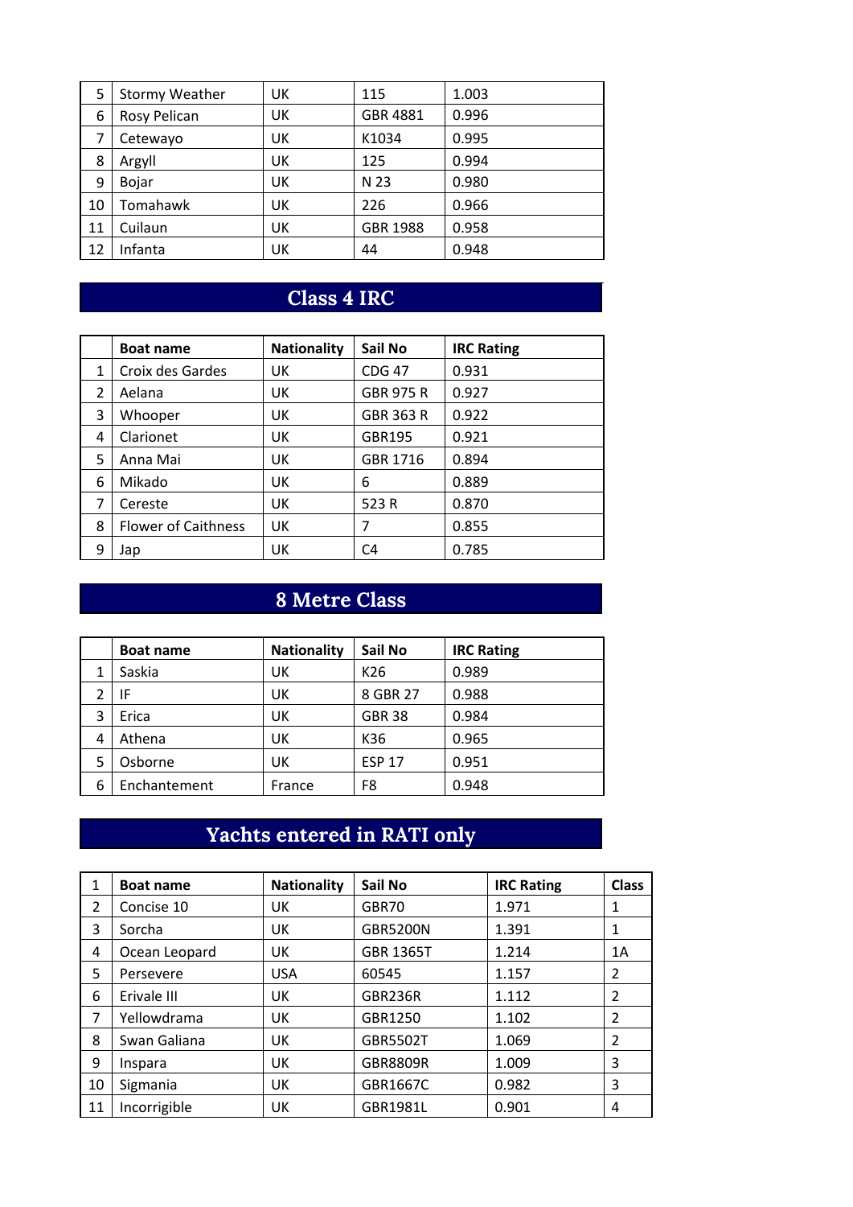| | | | | |
|---|---|---|---|---|
| 5 | Stormy Weather | UK | 115 | 1.003 |
| 6 | Rosy Pelican | UK | GBR 4881 | 0.996 |
| 7 | Cetewayo | UK | K1034 | 0.995 |
| 8 | Argyll | UK | 125 | 0.994 |
| 9 | Bojar | UK | N 23 | 0.980 |
| 10 | Tomahawk | UK | 226 | 0.966 |
| 11 | Cuilaun | UK | GBR 1988 | 0.958 |
| 12 | Infanta | UK | 44 | 0.948 |

## Class 4 IRC

| | Boat name | Nationality | Sail No | IRC Rating |
|---|---|---|---|---|
| 1 | Croix des Gardes | UK | CDG 47 | 0.931 |
| 2 | Aelana | UK | GBR 975 R | 0.927 |
| 3 | Whooper | UK | GBR 363 R | 0.922 |
| 4 | Clarionet | UK | GBR195 | 0.921 |
| 5 | Anna Mai | UK | GBR 1716 | 0.894 |
| 6 | Mikado | UK | 6 | 0.889 |
| 7 | Cereste | UK | 523 R | 0.870 |
| 8 | Flower of Caithness | UK | 7 | 0.855 |
| 9 | Jap | UK | C4 | 0.785 |

## 8 Metre Class

| | Boat name | Nationality | Sail No | IRC Rating |
|---|---|---|---|---|
| 1 | Saskia | UK | K26 | 0.989 |
| 2 | IF | UK | 8 GBR 27 | 0.988 |
| 3 | Erica | UK | GBR 38 | 0.984 |
| 4 | Athena | UK | K36 | 0.965 |
| 5 | Osborne | UK | ESP 17 | 0.951 |
| 6 | Enchantement | France | F8 | 0.948 |

## Yachts entered in RATI only

| 1 | Boat name | Nationality | Sail No | IRC Rating | Class |
|---|---|---|---|---|---|
| 2 | Concise 10 | UK | GBR70 | 1.971 | 1 |
| 3 | Sorcha | UK | GBR5200N | 1.391 | 1 |
| 4 | Ocean Leopard | UK | GBR 1365T | 1.214 | 1A |
| 5 | Persevere | USA | 60545 | 1.157 | 2 |
| 6 | Erivale III | UK | GBR236R | 1.112 | 2 |
| 7 | Yellowdrama | UK | GBR1250 | 1.102 | 2 |
| 8 | Swan Galiana | UK | GBR5502T | 1.069 | 2 |
| 9 | Inspara | UK | GBR8809R | 1.009 | 3 |
| 10 | Sigmania | UK | GBR1667C | 0.982 | 3 |
| 11 | Incorrigible | UK | GBR1981L | 0.901 | 4 |